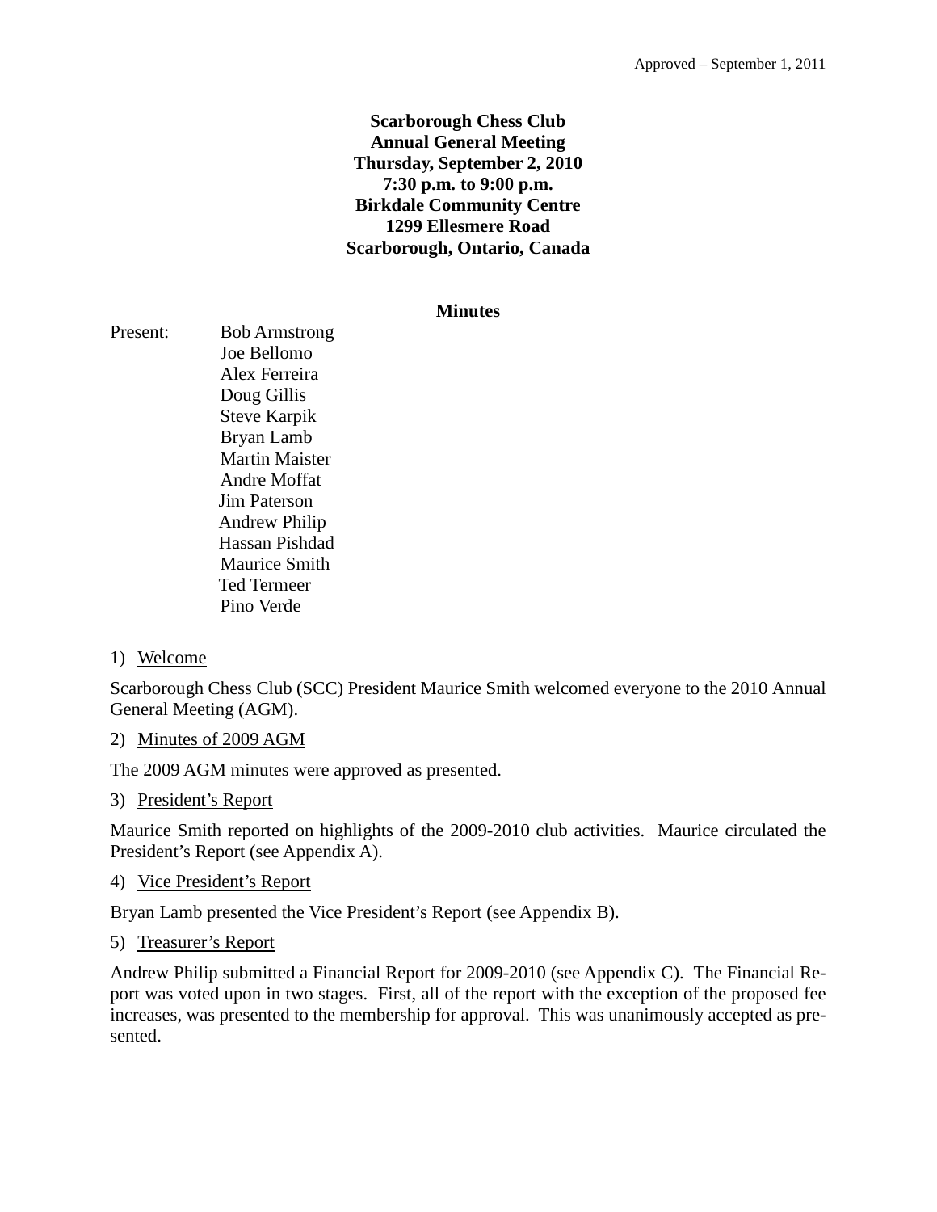Approved – September 1, 2011

**Scarborough Chess Club**
**Annual General Meeting**
**Thursday, September 2, 2010**
**7:30 p.m. to 9:00 p.m.**
**Birkdale Community Centre**
**1299 Ellesmere Road**
**Scarborough, Ontario, Canada**

## Minutes

Present:
- Bob Armstrong
- Joe Bellomo
- Alex Ferreira
- Doug Gillis
- Steve Karpik
- Bryan Lamb
- Martin Maister
- Andre Moffat
- Jim Paterson
- Andrew Philip
- Hassan Pishdad
- Maurice Smith
- Ted Termeer
- Pino Verde

1) Welcome

Scarborough Chess Club (SCC) President Maurice Smith welcomed everyone to the 2010 Annual General Meeting (AGM).

2) Minutes of 2009 AGM

The 2009 AGM minutes were approved as presented.

3) President's Report

Maurice Smith reported on highlights of the 2009-2010 club activities. Maurice circulated the President's Report (see Appendix A).

4) Vice President's Report

Bryan Lamb presented the Vice President's Report (see Appendix B).

5) Treasurer's Report

Andrew Philip submitted a Financial Report for 2009-2010 (see Appendix C). The Financial Report was voted upon in two stages. First, all of the report with the exception of the proposed fee increases, was presented to the membership for approval. This was unanimously accepted as presented.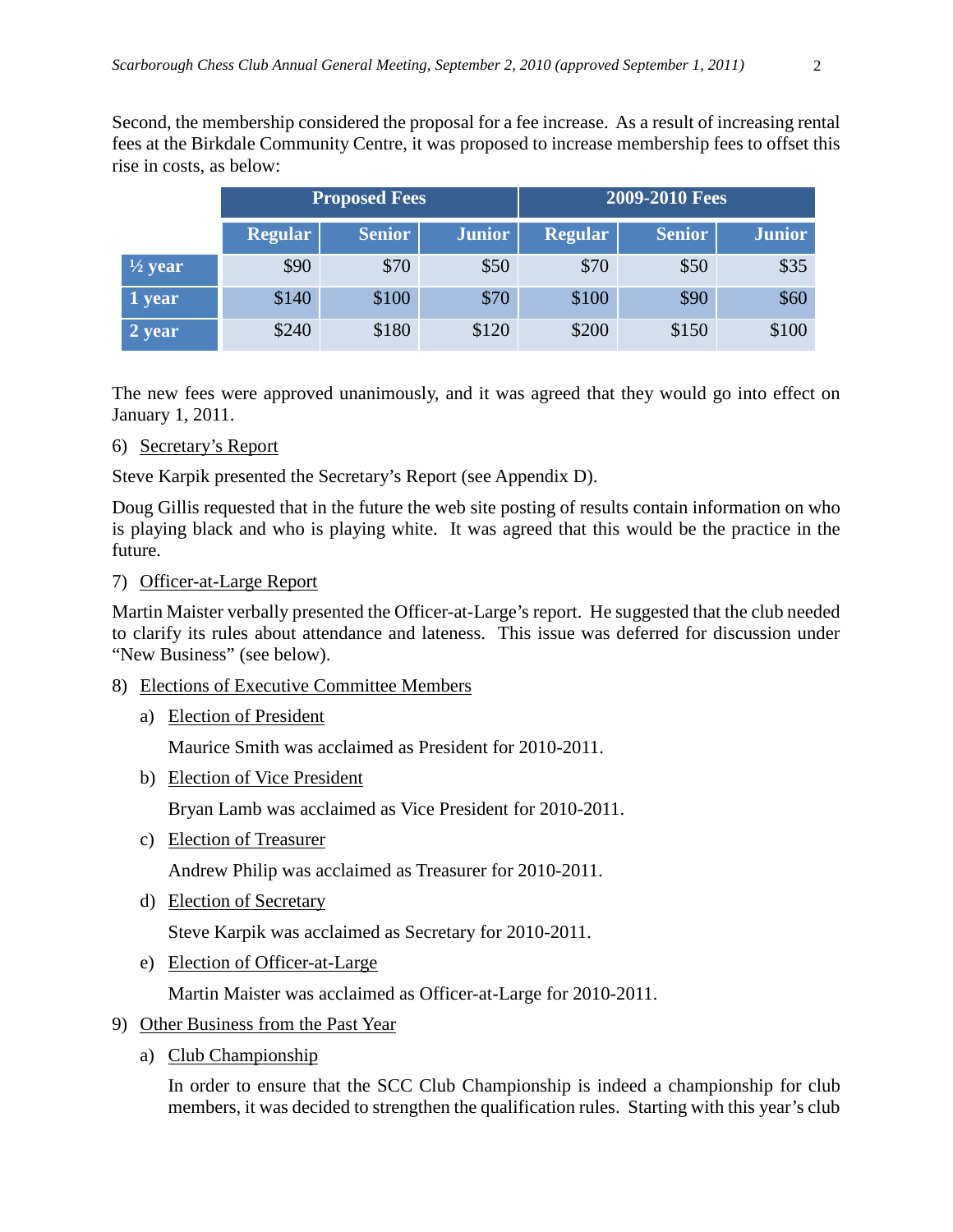Second, the membership considered the proposal for a fee increase. As a result of increasing rental fees at the Birkdale Community Centre, it was proposed to increase membership fees to offset this rise in costs, as below:

| | Proposed Fees | | | 2009-2010 Fees | | |
|---|---|---|---|---|---|---|
| | Regular | Senior | Junior | Regular | Senior | Junior |
| ½ year | $90 | $70 | $50 | $70 | $50 | $35 |
| 1 year | $140 | $100 | $70 | $100 | $90 | $60 |
| 2 year | $240 | $180 | $120 | $200 | $150 | $100 |

The new fees were approved unanimously, and it was agreed that they would go into effect on January 1, 2011.

6) Secretary's Report

Steve Karpik presented the Secretary's Report (see Appendix D).

Doug Gillis requested that in the future the web site posting of results contain information on who is playing black and who is playing white. It was agreed that this would be the practice in the future.

7) Officer-at-Large Report

Martin Maister verbally presented the Officer-at-Large's report. He suggested that the club needed to clarify its rules about attendance and lateness. This issue was deferred for discussion under "New Business" (see below).

8) Elections of Executive Committee Members

a) Election of President

Maurice Smith was acclaimed as President for 2010-2011.

b) Election of Vice President

Bryan Lamb was acclaimed as Vice President for 2010-2011.

c) Election of Treasurer

Andrew Philip was acclaimed as Treasurer for 2010-2011.

d) Election of Secretary

Steve Karpik was acclaimed as Secretary for 2010-2011.

e) Election of Officer-at-Large

Martin Maister was acclaimed as Officer-at-Large for 2010-2011.

9) Other Business from the Past Year

a) Club Championship

In order to ensure that the SCC Club Championship is indeed a championship for club members, it was decided to strengthen the qualification rules. Starting with this year's club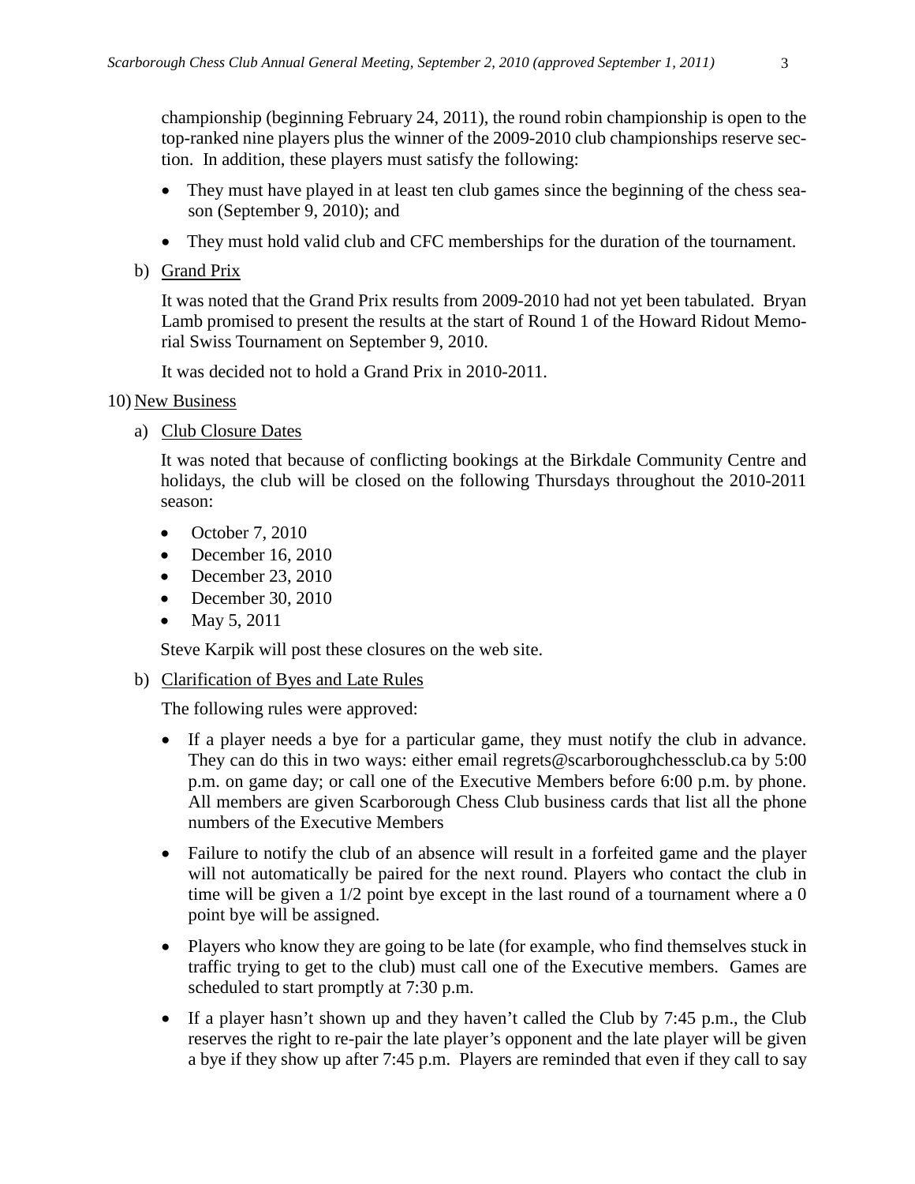championship (beginning February 24, 2011), the round robin championship is open to the top-ranked nine players plus the winner of the 2009-2010 club championships reserve section. In addition, these players must satisfy the following:

- They must have played in at least ten club games since the beginning of the chess season (September 9, 2010); and
- They must hold valid club and CFC memberships for the duration of the tournament.

b) Grand Prix

It was noted that the Grand Prix results from 2009-2010 had not yet been tabulated. Bryan Lamb promised to present the results at the start of Round 1 of the Howard Ridout Memorial Swiss Tournament on September 9, 2010.

It was decided not to hold a Grand Prix in 2010-2011.

10) New Business

a) Club Closure Dates

It was noted that because of conflicting bookings at the Birkdale Community Centre and holidays, the club will be closed on the following Thursdays throughout the 2010-2011 season:

- October 7, 2010
- December 16, 2010
- December 23, 2010
- December 30, 2010
- May 5, 2011

Steve Karpik will post these closures on the web site.

b) Clarification of Byes and Late Rules

The following rules were approved:

- If a player needs a bye for a particular game, they must notify the club in advance. They can do this in two ways: either email regrets@scarboroughchessclub.ca by 5:00 p.m. on game day; or call one of the Executive Members before 6:00 p.m. by phone. All members are given Scarborough Chess Club business cards that list all the phone numbers of the Executive Members
- Failure to notify the club of an absence will result in a forfeited game and the player will not automatically be paired for the next round. Players who contact the club in time will be given a 1/2 point bye except in the last round of a tournament where a 0 point bye will be assigned.
- Players who know they are going to be late (for example, who find themselves stuck in traffic trying to get to the club) must call one of the Executive members. Games are scheduled to start promptly at 7:30 p.m.
- If a player hasn't shown up and they haven't called the Club by 7:45 p.m., the Club reserves the right to re-pair the late player's opponent and the late player will be given a bye if they show up after 7:45 p.m. Players are reminded that even if they call to say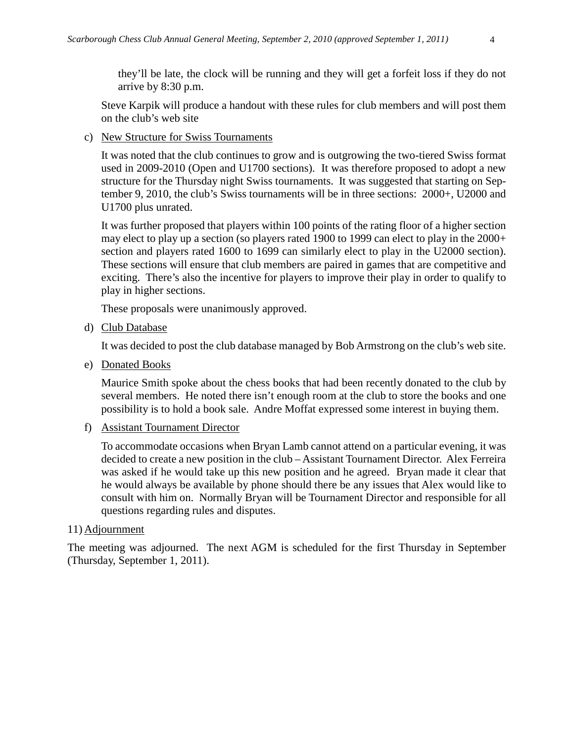they'll be late, the clock will be running and they will get a forfeit loss if they do not arrive by 8:30 p.m.

Steve Karpik will produce a handout with these rules for club members and will post them on the club's web site

c) New Structure for Swiss Tournaments

It was noted that the club continues to grow and is outgrowing the two-tiered Swiss format used in 2009-2010 (Open and U1700 sections). It was therefore proposed to adopt a new structure for the Thursday night Swiss tournaments. It was suggested that starting on September 9, 2010, the club's Swiss tournaments will be in three sections: 2000+, U2000 and U1700 plus unrated.

It was further proposed that players within 100 points of the rating floor of a higher section may elect to play up a section (so players rated 1900 to 1999 can elect to play in the 2000+ section and players rated 1600 to 1699 can similarly elect to play in the U2000 section). These sections will ensure that club members are paired in games that are competitive and exciting. There's also the incentive for players to improve their play in order to qualify to play in higher sections.

These proposals were unanimously approved.

d) Club Database

It was decided to post the club database managed by Bob Armstrong on the club's web site.

e) Donated Books

Maurice Smith spoke about the chess books that had been recently donated to the club by several members. He noted there isn't enough room at the club to store the books and one possibility is to hold a book sale. Andre Moffat expressed some interest in buying them.

f) Assistant Tournament Director

To accommodate occasions when Bryan Lamb cannot attend on a particular evening, it was decided to create a new position in the club – Assistant Tournament Director. Alex Ferreira was asked if he would take up this new position and he agreed. Bryan made it clear that he would always be available by phone should there be any issues that Alex would like to consult with him on. Normally Bryan will be Tournament Director and responsible for all questions regarding rules and disputes.

11) Adjournment

The meeting was adjourned. The next AGM is scheduled for the first Thursday in September (Thursday, September 1, 2011).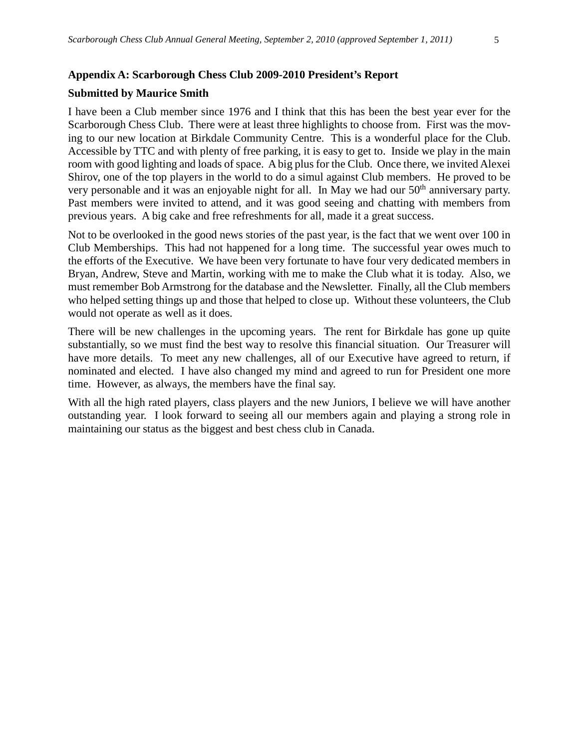**Appendix A: Scarborough Chess Club 2009-2010 President's Report**

**Submitted by Maurice Smith**

I have been a Club member since 1976 and I think that this has been the best year ever for the Scarborough Chess Club. There were at least three highlights to choose from. First was the moving to our new location at Birkdale Community Centre. This is a wonderful place for the Club. Accessible by TTC and with plenty of free parking, it is easy to get to. Inside we play in the main room with good lighting and loads of space. A big plus for the Club. Once there, we invited Alexei Shirov, one of the top players in the world to do a simul against Club members. He proved to be very personable and it was an enjoyable night for all. In May we had our 50th anniversary party. Past members were invited to attend, and it was good seeing and chatting with members from previous years. A big cake and free refreshments for all, made it a great success.

Not to be overlooked in the good news stories of the past year, is the fact that we went over 100 in Club Memberships. This had not happened for a long time. The successful year owes much to the efforts of the Executive. We have been very fortunate to have four very dedicated members in Bryan, Andrew, Steve and Martin, working with me to make the Club what it is today. Also, we must remember Bob Armstrong for the database and the Newsletter. Finally, all the Club members who helped setting things up and those that helped to close up. Without these volunteers, the Club would not operate as well as it does.

There will be new challenges in the upcoming years. The rent for Birkdale has gone up quite substantially, so we must find the best way to resolve this financial situation. Our Treasurer will have more details. To meet any new challenges, all of our Executive have agreed to return, if nominated and elected. I have also changed my mind and agreed to run for President one more time. However, as always, the members have the final say.

With all the high rated players, class players and the new Juniors, I believe we will have another outstanding year. I look forward to seeing all our members again and playing a strong role in maintaining our status as the biggest and best chess club in Canada.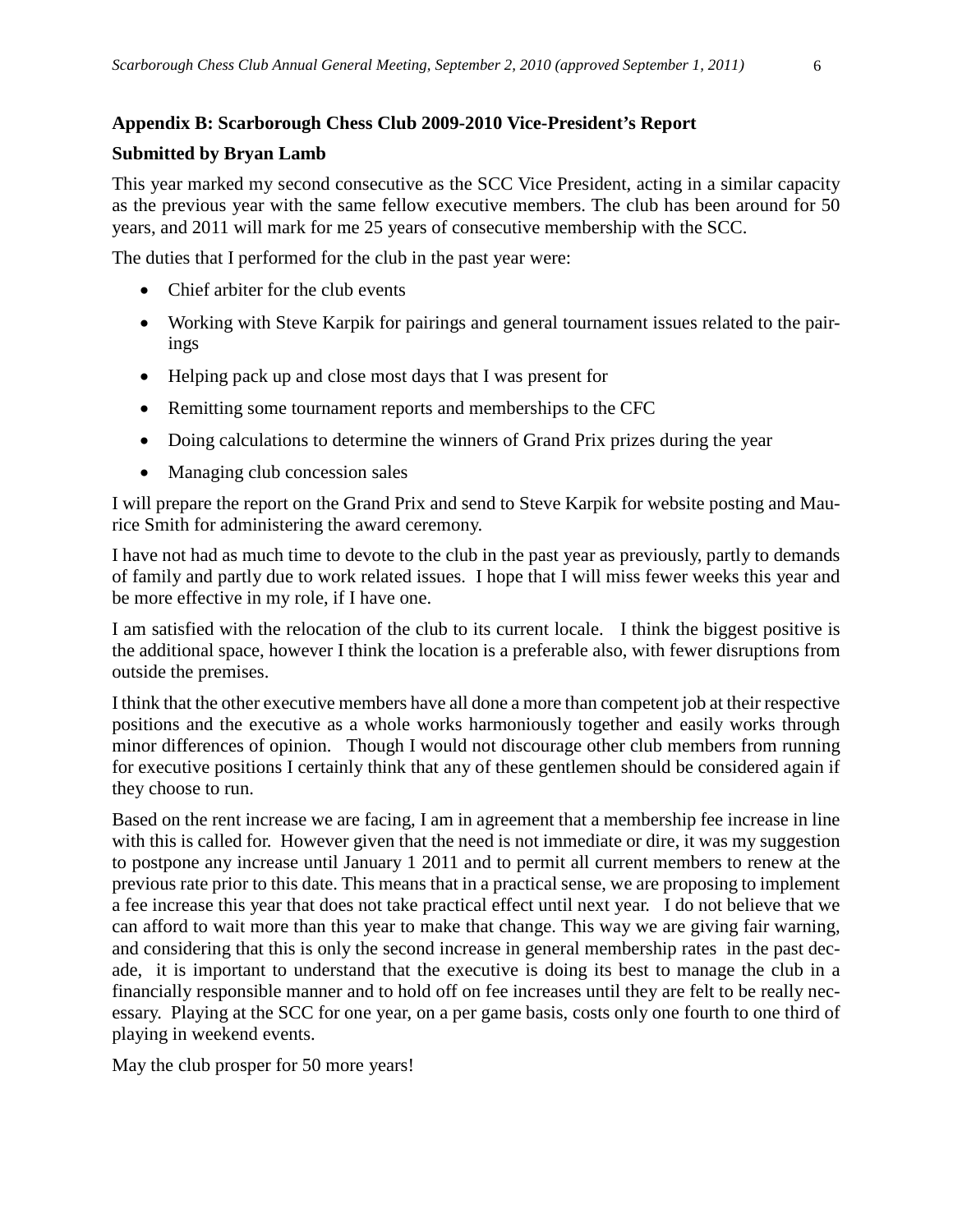**Appendix B: Scarborough Chess Club 2009-2010 Vice-President's Report**

**Submitted by Bryan Lamb**

This year marked my second consecutive as the SCC Vice President, acting in a similar capacity as the previous year with the same fellow executive members. The club has been around for 50 years, and 2011 will mark for me 25 years of consecutive membership with the SCC.

The duties that I performed for the club in the past year were:

- Chief arbiter for the club events
- Working with Steve Karpik for pairings and general tournament issues related to the pairings
- Helping pack up and close most days that I was present for
- Remitting some tournament reports and memberships to the CFC
- Doing calculations to determine the winners of Grand Prix prizes during the year
- Managing club concession sales

I will prepare the report on the Grand Prix and send to Steve Karpik for website posting and Maurice Smith for administering the award ceremony.

I have not had as much time to devote to the club in the past year as previously, partly to demands of family and partly due to work related issues. I hope that I will miss fewer weeks this year and be more effective in my role, if I have one.

I am satisfied with the relocation of the club to its current locale. I think the biggest positive is the additional space, however I think the location is a preferable also, with fewer disruptions from outside the premises.

I think that the other executive members have all done a more than competent job at their respective positions and the executive as a whole works harmoniously together and easily works through minor differences of opinion. Though I would not discourage other club members from running for executive positions I certainly think that any of these gentlemen should be considered again if they choose to run.

Based on the rent increase we are facing, I am in agreement that a membership fee increase in line with this is called for. However given that the need is not immediate or dire, it was my suggestion to postpone any increase until January 1 2011 and to permit all current members to renew at the previous rate prior to this date. This means that in a practical sense, we are proposing to implement a fee increase this year that does not take practical effect until next year. I do not believe that we can afford to wait more than this year to make that change. This way we are giving fair warning, and considering that this is only the second increase in general membership rates in the past decade, it is important to understand that the executive is doing its best to manage the club in a financially responsible manner and to hold off on fee increases until they are felt to be really necessary. Playing at the SCC for one year, on a per game basis, costs only one fourth to one third of playing in weekend events.

May the club prosper for 50 more years!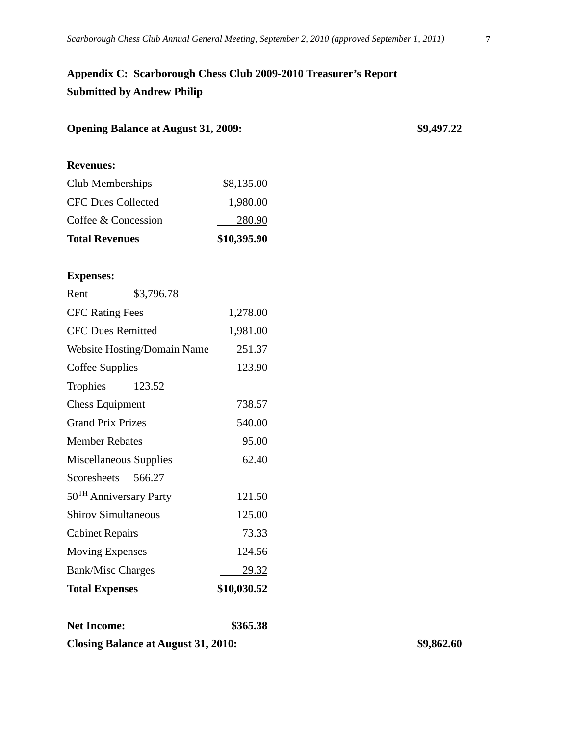**Appendix C: Scarborough Chess Club 2009-2010 Treasurer's Report**
**Submitted by Andrew Philip**

**Opening Balance at August 31, 2009:** **$9,497.22**

**Revenues:**

| | |
|---|---|
| Club Memberships | $8,135.00 |
| CFC Dues Collected | 1,980.00 |
| Coffee & Concession | 280.90 |
| **Total Revenues** | **$10,395.90** |

**Expenses:**

| | |
|---|---|
| Rent | $3,796.78 |
| CFC Rating Fees | 1,278.00 |
| CFC Dues Remitted | 1,981.00 |
| Website Hosting/Domain Name | 251.37 |
| Coffee Supplies | 123.90 |
| Trophies | 123.52 |
| Chess Equipment | 738.57 |
| Grand Prix Prizes | 540.00 |
| Member Rebates | 95.00 |
| Miscellaneous Supplies | 62.40 |
| Scoresheets | 566.27 |
| 50TH Anniversary Party | 121.50 |
| Shirov Simultaneous | 125.00 |
| Cabinet Repairs | 73.33 |
| Moving Expenses | 124.56 |
| Bank/Misc Charges | 29.32 |
| **Total Expenses** | **$10,030.52** |

**Net Income:** **$365.38**

**Closing Balance at August 31, 2010:** **$9,862.60**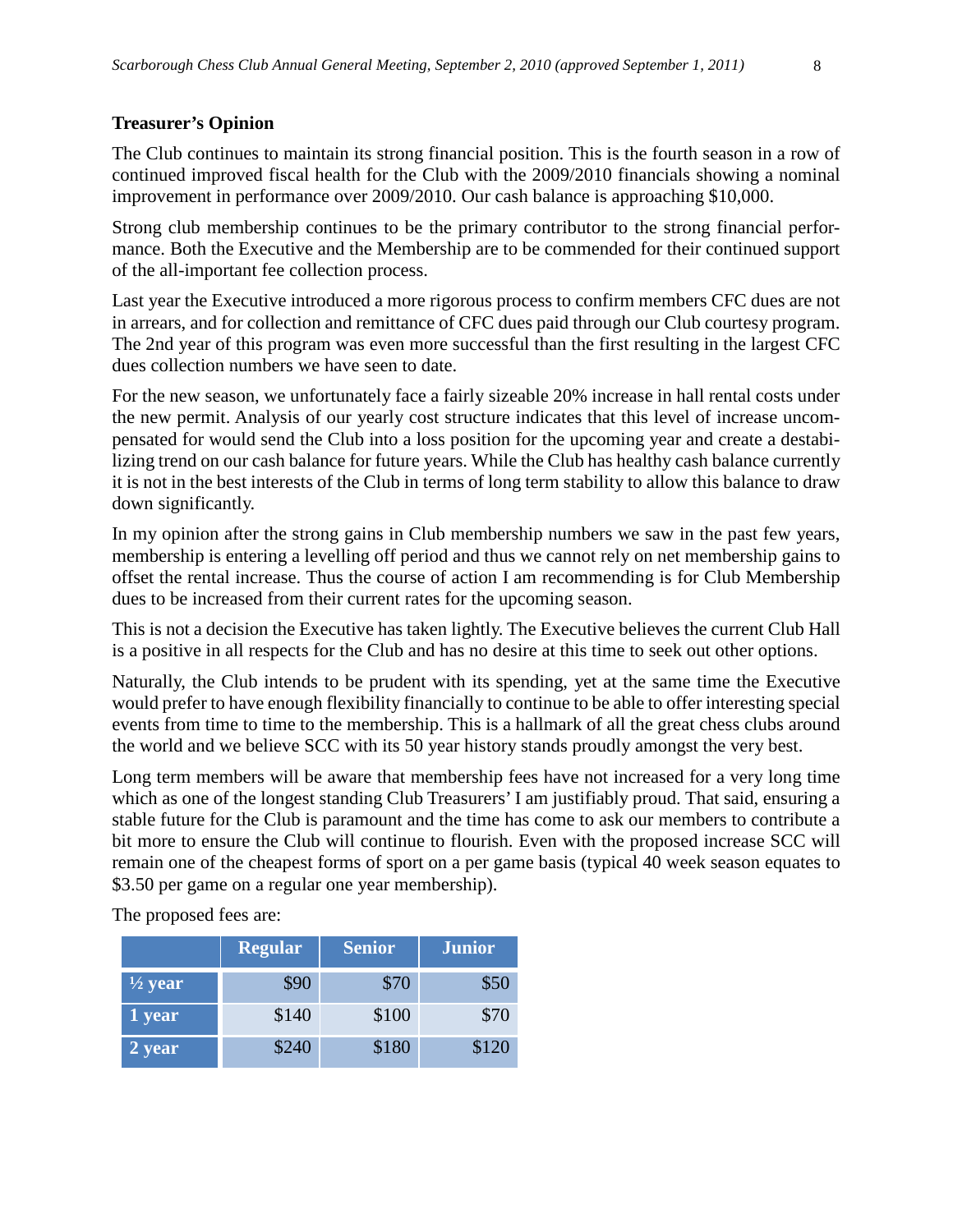**Treasurer's Opinion**

The Club continues to maintain its strong financial position. This is the fourth season in a row of continued improved fiscal health for the Club with the 2009/2010 financials showing a nominal improvement in performance over 2009/2010. Our cash balance is approaching $10,000.

Strong club membership continues to be the primary contributor to the strong financial performance. Both the Executive and the Membership are to be commended for their continued support of the all-important fee collection process.

Last year the Executive introduced a more rigorous process to confirm members CFC dues are not in arrears, and for collection and remittance of CFC dues paid through our Club courtesy program. The 2nd year of this program was even more successful than the first resulting in the largest CFC dues collection numbers we have seen to date.

For the new season, we unfortunately face a fairly sizeable 20% increase in hall rental costs under the new permit. Analysis of our yearly cost structure indicates that this level of increase uncompensated for would send the Club into a loss position for the upcoming year and create a destabilizing trend on our cash balance for future years. While the Club has healthy cash balance currently it is not in the best interests of the Club in terms of long term stability to allow this balance to draw down significantly.

In my opinion after the strong gains in Club membership numbers we saw in the past few years, membership is entering a levelling off period and thus we cannot rely on net membership gains to offset the rental increase. Thus the course of action I am recommending is for Club Membership dues to be increased from their current rates for the upcoming season.

This is not a decision the Executive has taken lightly. The Executive believes the current Club Hall is a positive in all respects for the Club and has no desire at this time to seek out other options.

Naturally, the Club intends to be prudent with its spending, yet at the same time the Executive would prefer to have enough flexibility financially to continue to be able to offer interesting special events from time to time to the membership. This is a hallmark of all the great chess clubs around the world and we believe SCC with its 50 year history stands proudly amongst the very best.

Long term members will be aware that membership fees have not increased for a very long time which as one of the longest standing Club Treasurers' I am justifiably proud. That said, ensuring a stable future for the Club is paramount and the time has come to ask our members to contribute a bit more to ensure the Club will continue to flourish. Even with the proposed increase SCC will remain one of the cheapest forms of sport on a per game basis (typical 40 week season equates to $3.50 per game on a regular one year membership).

The proposed fees are:

| | Regular | Senior | Junior |
|---|---|---|---|
| ½ year | $90 | $70 | $50 |
| 1 year | $140 | $100 | $70 |
| 2 year | $240 | $180 | $120 |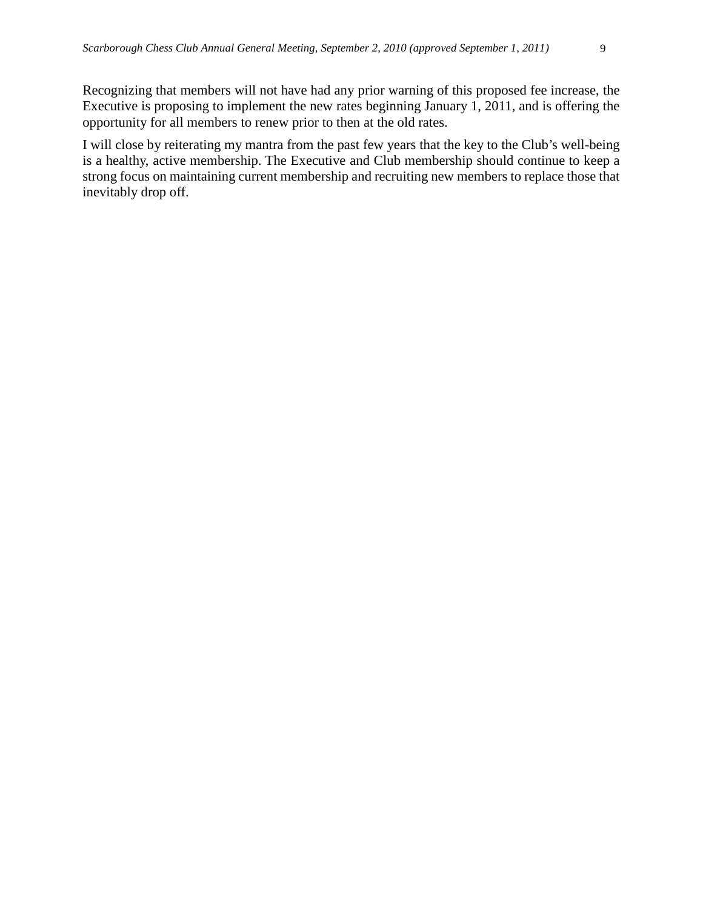Recognizing that members will not have had any prior warning of this proposed fee increase, the Executive is proposing to implement the new rates beginning January 1, 2011, and is offering the opportunity for all members to renew prior to then at the old rates.

I will close by reiterating my mantra from the past few years that the key to the Club's well-being is a healthy, active membership. The Executive and Club membership should continue to keep a strong focus on maintaining current membership and recruiting new members to replace those that inevitably drop off.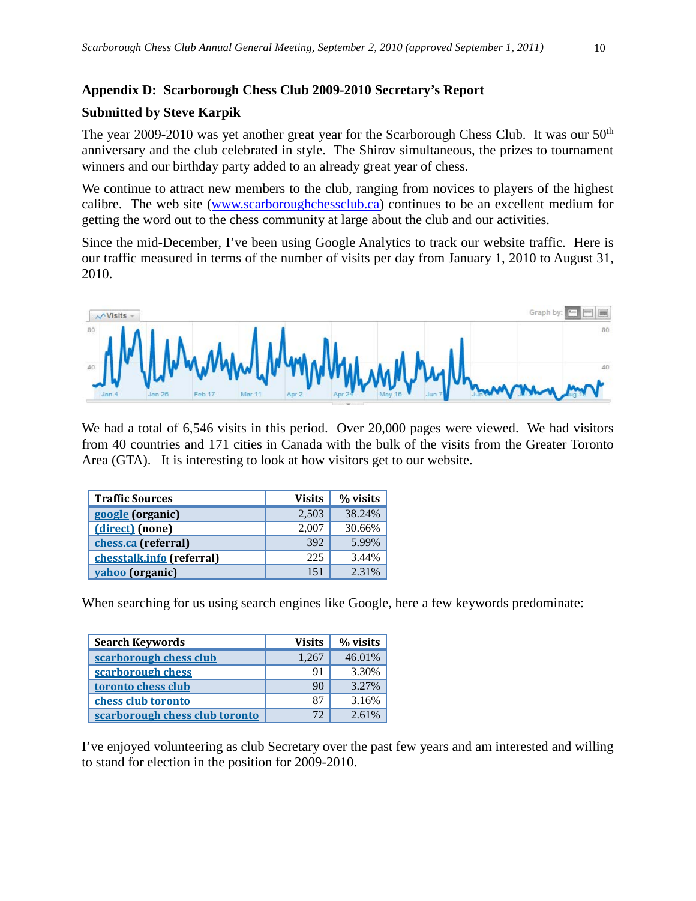## Appendix D: Scarborough Chess Club 2009-2010 Secretary's Report

**Submitted by Steve Karpik**

The year 2009-2010 was yet another great year for the Scarborough Chess Club. It was our 50th anniversary and the club celebrated in style. The Shirov simultaneous, the prizes to tournament winners and our birthday party added to an already great year of chess.

We continue to attract new members to the club, ranging from novices to players of the highest calibre. The web site (www.scarboroughchessclub.ca) continues to be an excellent medium for getting the word out to the chess community at large about the club and our activities.

Since the mid-December, I've been using Google Analytics to track our website traffic. Here is our traffic measured in terms of the number of visits per day from January 1, 2010 to August 31, 2010.

Visits
Graph by:
80
40
80
40
Jan 4
Jan 26
Feb 17
Mar 11
Apr 2
Apr 24
May 16
Jun 7
Jun 29
Jul 21
Aug 12

We had a total of 6,546 visits in this period. Over 20,000 pages were viewed. We had visitors from 40 countries and 171 cities in Canada with the bulk of the visits from the Greater Toronto Area (GTA). It is interesting to look at how visitors get to our website.

| Traffic Sources | Visits | % visits |
|---|---|---|
| **google (organic)** | 2,503 | 38.24% |
| **(direct) (none)** | 2,007 | 30.66% |
| **chess.ca (referral)** | 392 | 5.99% |
| **chesstalk.info (referral)** | 225 | 3.44% |
| **yahoo (organic)** | 151 | 2.31% |

When searching for us using search engines like Google, here a few keywords predominate:

| Search Keywords | Visits | % visits |
|---|---|---|
| **scarborough chess club** | 1,267 | 46.01% |
| **scarborough chess** | 91 | 3.30% |
| **toronto chess club** | 90 | 3.27% |
| **chess club toronto** | 87 | 3.16% |
| **scarborough chess club toronto** | 72 | 2.61% |

I've enjoyed volunteering as club Secretary over the past few years and am interested and willing to stand for election in the position for 2009-2010.